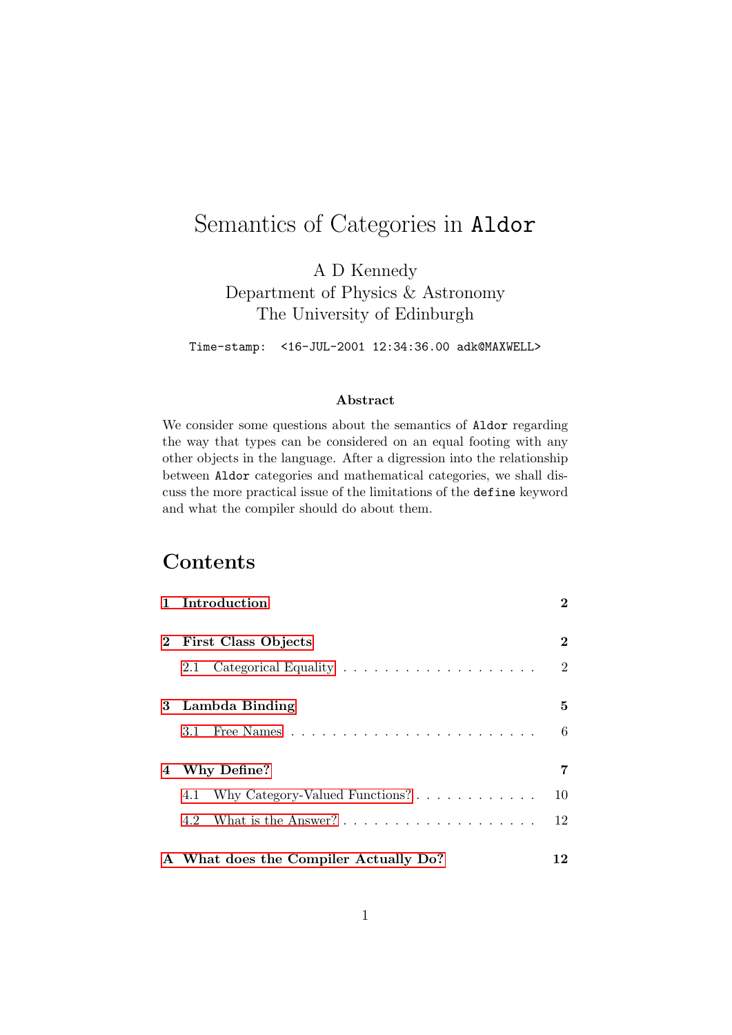# Semantics of Categories in `Aldor`

A D Kennedy
Department of Physics & Astronomy
The University of Edinburgh

`Time-stamp: <16-JUL-2001 12:34:36.00 adk@MAXWELL>`

### Abstract

We consider some questions about the semantics of `Aldor` regarding the way that types can be considered on an equal footing with any other objects in the language. After a digression into the relationship between `Aldor` categories and mathematical categories, we shall discuss the more practical issue of the limitations of the `define` keyword and what the compiler should do about them.

## Contents

**1 Introduction** ..... **2**

**2 First Class Objects** ..... **2**

- 2.1 Categorical Equality ..... 2

**3 Lambda Binding** ..... **5**

- 3.1 Free Names ..... 6

**4 Why Define?** ..... **7**

- 4.1 Why Category-Valued Functions? ..... 10
- 4.2 What is the Answer? ..... 12

**A What does the Compiler Actually Do?** ..... **12**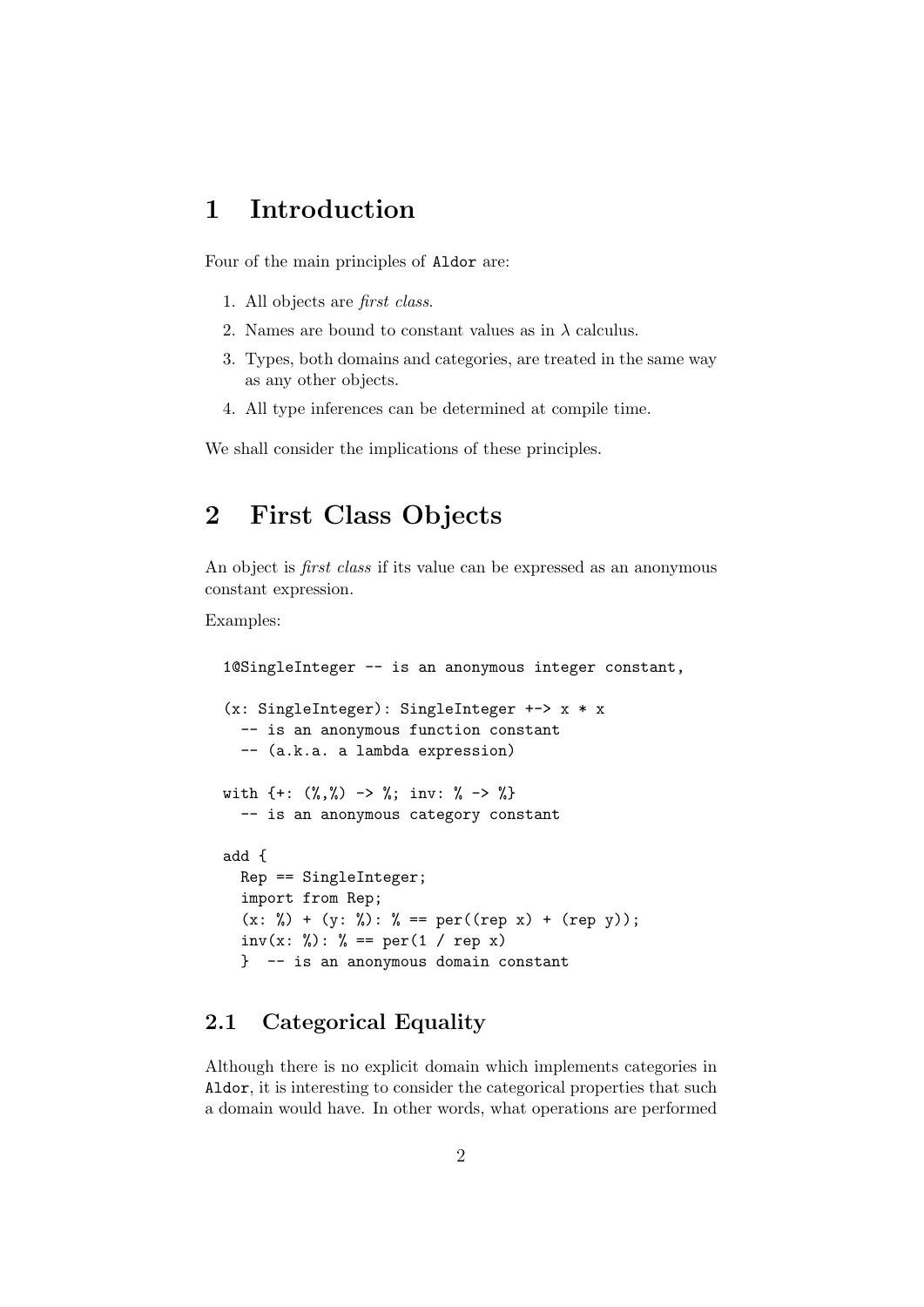# 1 Introduction

Four of the main principles of `Aldor` are:

1. All objects are *first class*.
2. Names are bound to constant values as in $\lambda$ calculus.
3. Types, both domains and categories, are treated in the same way as any other objects.
4. All type inferences can be determined at compile time.

We shall consider the implications of these principles.

# 2 First Class Objects

An object is *first class* if its value can be expressed as an anonymous constant expression.

Examples:

```
1@SingleInteger -- is an anonymous integer constant,

(x: SingleInteger): SingleInteger +-> x * x
  -- is an anonymous function constant
  -- (a.k.a. a lambda expression)

with {+: (%,%) -> %; inv: % -> %}
  -- is an anonymous category constant

add {
  Rep == SingleInteger;
  import from Rep;
  (x: %) + (y: %): % == per((rep x) + (rep y));
  inv(x: %): % == per(1 / rep x)
  }  -- is an anonymous domain constant
```

## 2.1 Categorical Equality

Although there is no explicit domain which implements categories in `Aldor`, it is interesting to consider the categorical properties that such a domain would have. In other words, what operations are performed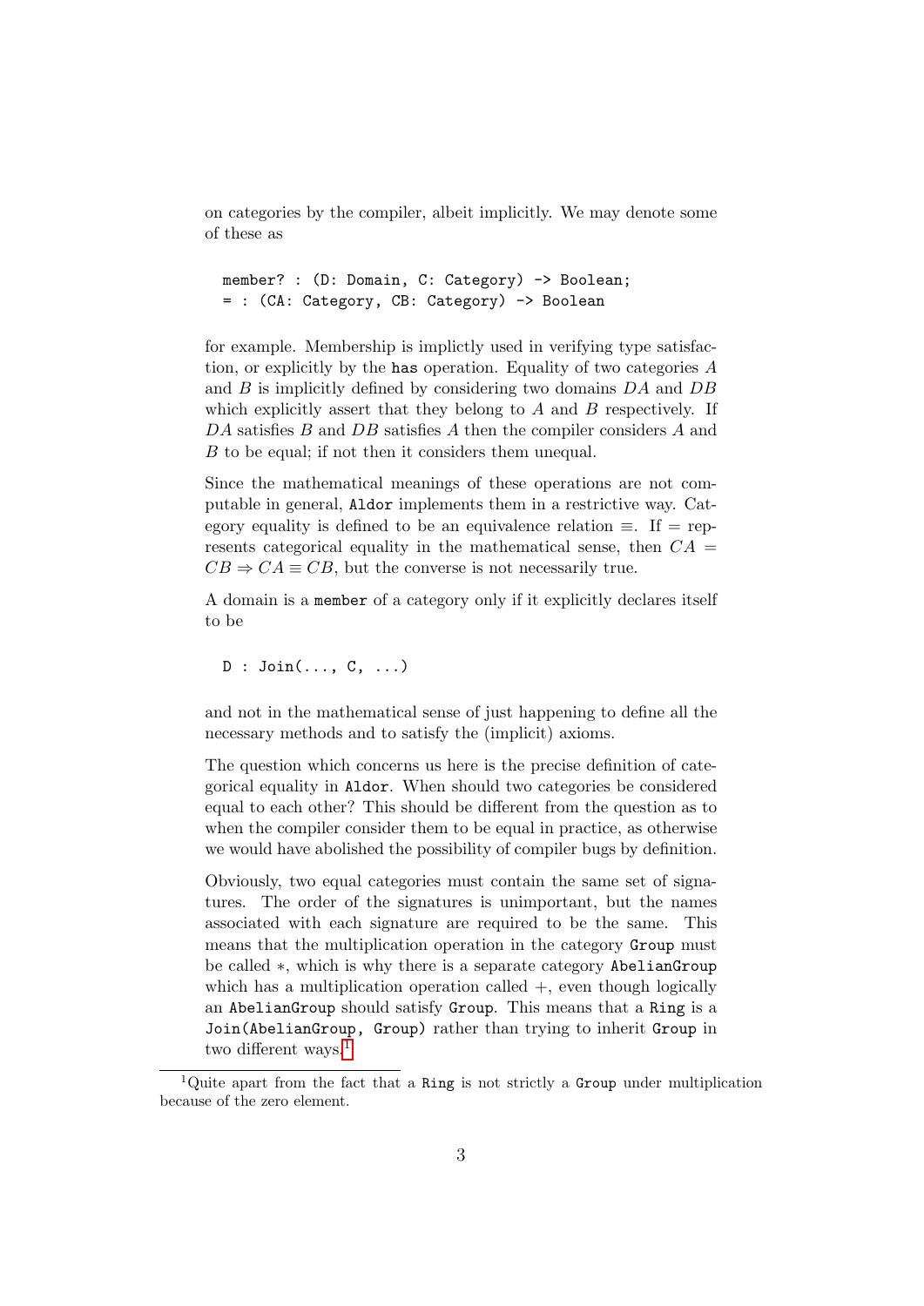on categories by the compiler, albeit implicitly. We may denote some of these as

```
member? : (D: Domain, C: Category) -> Boolean;
= : (CA: Category, CB: Category) -> Boolean
```

for example. Membership is implictly used in verifying type satisfaction, or explicitly by the `has` operation. Equality of two categories $A$ and $B$ is implicitly defined by considering two domains $DA$ and $DB$ which explicitly assert that they belong to $A$ and $B$ respectively. If $DA$ satisfies $B$ and $DB$ satisfies $A$ then the compiler considers $A$ and $B$ to be equal; if not then it considers them unequal.

Since the mathematical meanings of these operations are not computable in general, `Aldor` implements them in a restrictive way. Category equality is defined to be an equivalence relation $\equiv$. If $=$ represents categorical equality in the mathematical sense, then $CA = CB \Rightarrow CA \equiv CB$, but the converse is not necessarily true.

A domain is a `member` of a category only if it explicitly declares itself to be

```
D : Join(..., C, ...)
```

and not in the mathematical sense of just happening to define all the necessary methods and to satisfy the (implicit) axioms.

The question which concerns us here is the precise definition of categorical equality in `Aldor`. When should two categories be considered equal to each other? This should be different from the question as to when the compiler consider them to be equal in practice, as otherwise we would have abolished the possibility of compiler bugs by definition.

Obviously, two equal categories must contain the same set of signatures. The order of the signatures is unimportant, but the names associated with each signature are required to be the same. This means that the multiplication operation in the category `Group` must be called $*$, which is why there is a separate category `AbelianGroup` which has a multiplication operation called $+$, even though logically an `AbelianGroup` should satisfy `Group`. This means that a `Ring` is a `Join(AbelianGroup, Group)` rather than trying to inherit `Group` in two different ways.[1]

[1] Quite apart from the fact that a `Ring` is not strictly a `Group` under multiplication because of the zero element.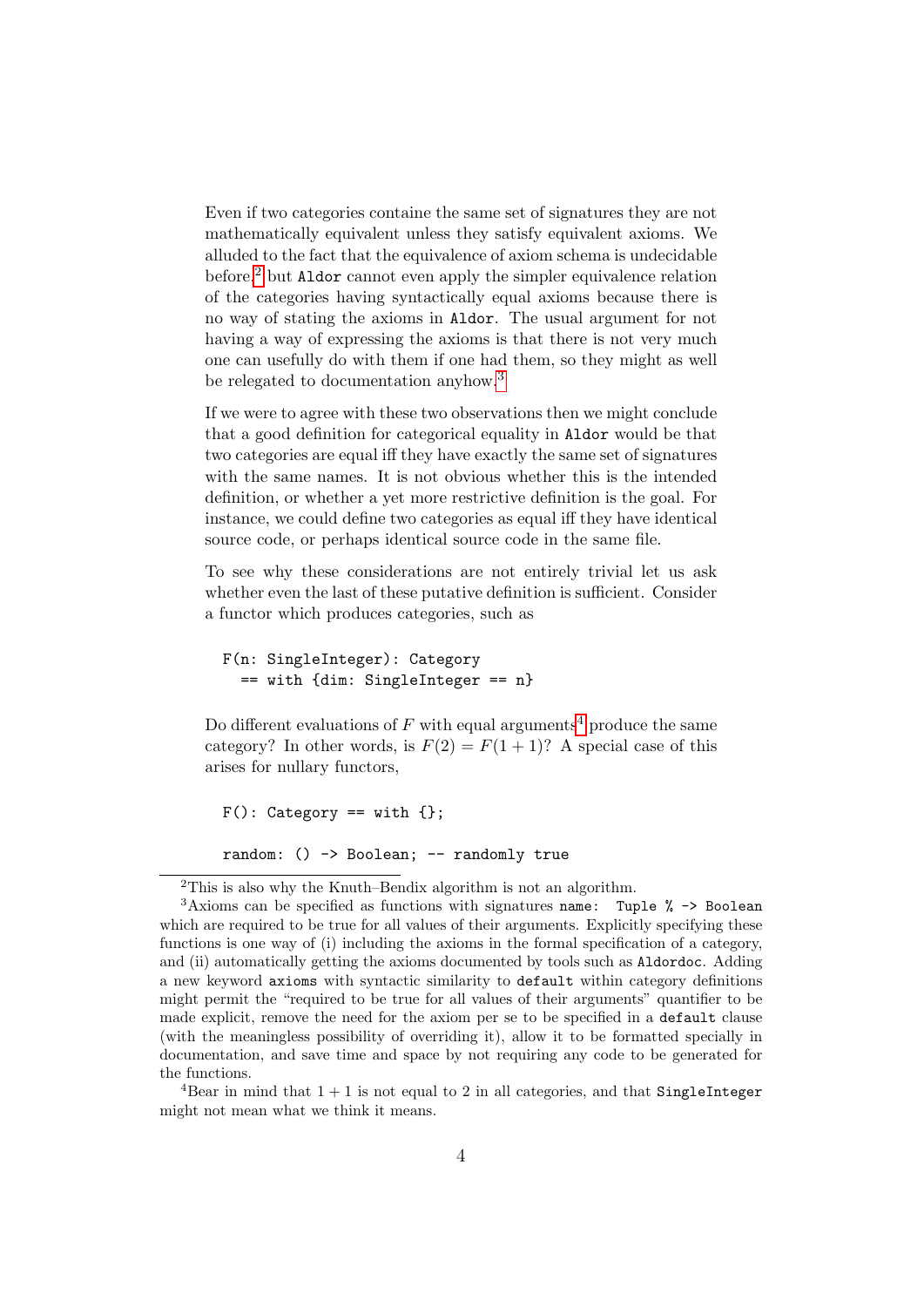Even if two categories containe the same set of signatures they are not mathematically equivalent unless they satisfy equivalent axioms. We alluded to the fact that the equivalence of axiom schema is undecidable before,[2] but `Aldor` cannot even apply the simpler equivalence relation of the categories having syntactically equal axioms because there is no way of stating the axioms in `Aldor`. The usual argument for not having a way of expressing the axioms is that there is not very much one can usefully do with them if one had them, so they might as well be relegated to documentation anyhow.[3]

If we were to agree with these two observations then we might conclude that a good definition for categorical equality in `Aldor` would be that two categories are equal iff they have exactly the same set of signatures with the same names. It is not obvious whether this is the intended definition, or whether a yet more restrictive definition is the goal. For instance, we could define two categories as equal iff they have identical source code, or perhaps identical source code in the same file.

To see why these considerations are not entirely trivial let us ask whether even the last of these putative definition is sufficient. Consider a functor which produces categories, such as

```
F(n: SingleInteger): Category
  == with {dim: SingleInteger == n}
```

Do different evaluations of $F$ with equal arguments[4] produce the same category? In other words, is $F(2) = F(1+1)$? A special case of this arises for nullary functors,

```
F(): Category == with {};

random: () -> Boolean; -- randomly true
```

[2] This is also why the Knuth–Bendix algorithm is not an algorithm.

[3] Axioms can be specified as functions with signatures `name: Tuple % -> Boolean` which are required to be true for all values of their arguments. Explicitly specifying these functions is one way of (i) including the axioms in the formal specification of a category, and (ii) automatically getting the axioms documented by tools such as `Aldordoc`. Adding a new keyword `axioms` with syntactic similarity to `default` within category definitions might permit the "required to be true for all values of their arguments" quantifier to be made explicit, remove the need for the axiom per se to be specified in a `default` clause (with the meaningless possibility of overriding it), allow it to be formatted specially in documentation, and save time and space by not requiring any code to be generated for the functions.

[4] Bear in mind that $1 + 1$ is not equal to 2 in all categories, and that `SingleInteger` might not mean what we think it means.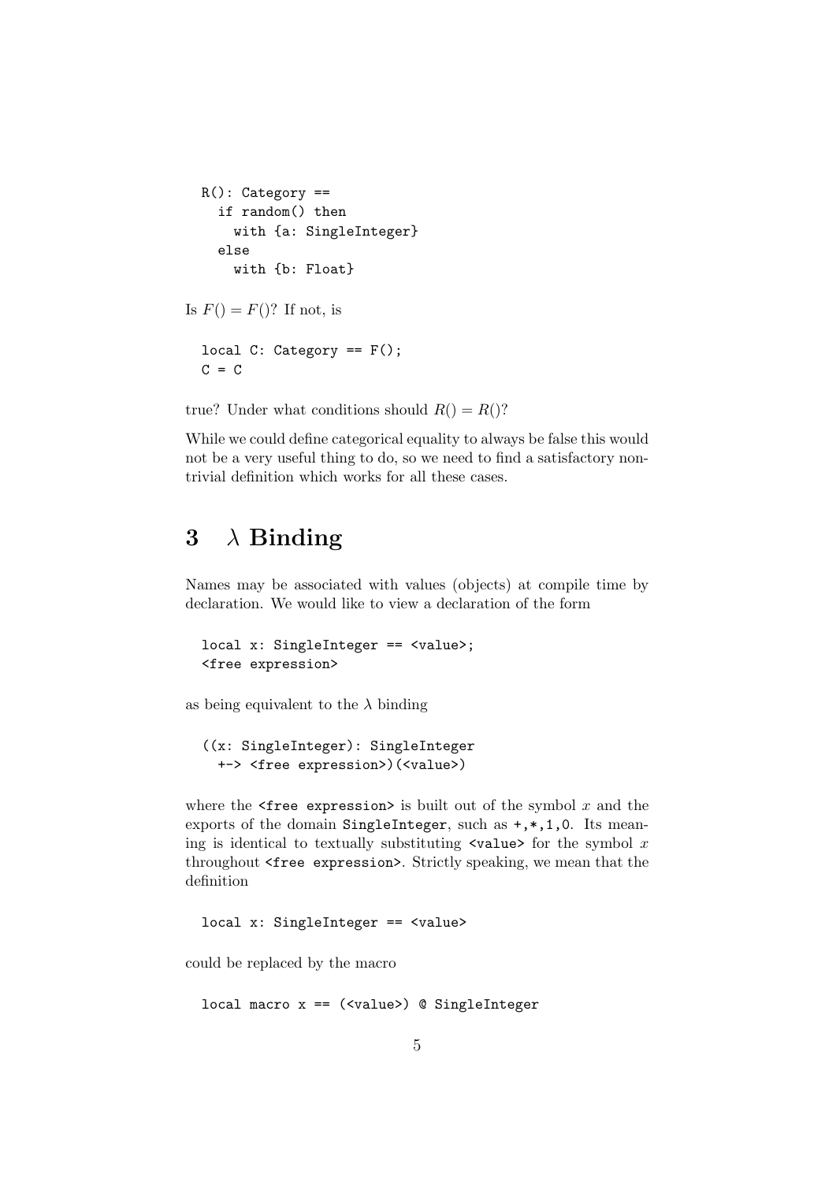```
R(): Category ==
  if random() then
    with {a: SingleInteger}
  else
    with {b: Float}
```

Is $F() = F()$? If not, is

```
local C: Category == F();
C = C
```

true? Under what conditions should $R() = R()$?

While we could define categorical equality to always be false this would not be a very useful thing to do, so we need to find a satisfactory non-trivial definition which works for all these cases.

# 3 $\lambda$ Binding

Names may be associated with values (objects) at compile time by declaration. We would like to view a declaration of the form

```
local x: SingleInteger == <value>;
<free expression>
```

as being equivalent to the $\lambda$ binding

```
((x: SingleInteger): SingleInteger
  +-> <free expression>)(<value>)
```

where the `<free expression>` is built out of the symbol $x$ and the exports of the domain `SingleInteger`, such as `+,*,1,0`. Its meaning is identical to textually substituting `<value>` for the symbol $x$ throughout `<free expression>`. Strictly speaking, we mean that the definition

```
local x: SingleInteger == <value>
```

could be replaced by the macro

```
local macro x == (<value>) @ SingleInteger
```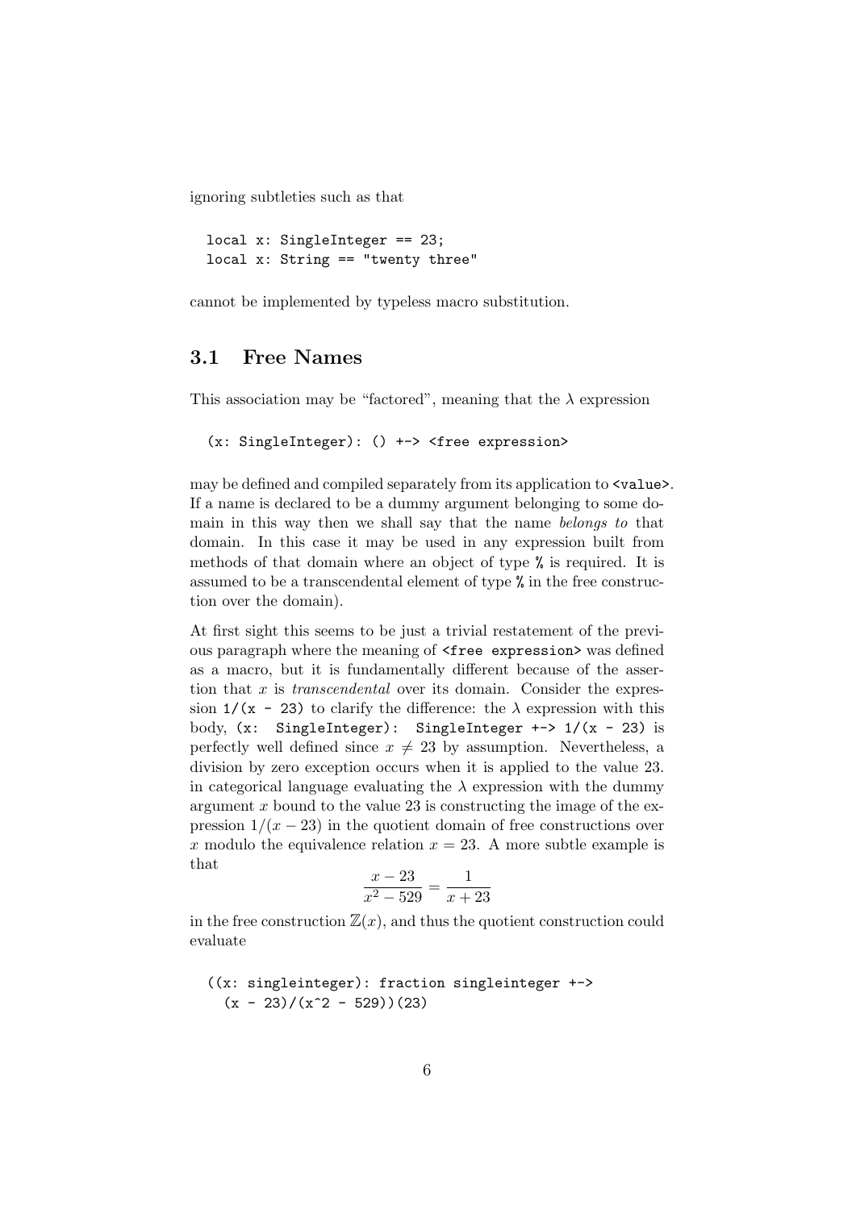ignoring subtleties such as that

```
local x: SingleInteger == 23;
local x: String == "twenty three"
```

cannot be implemented by typeless macro substitution.

## 3.1 Free Names

This association may be "factored", meaning that the $\lambda$ expression

```
(x: SingleInteger): () +-> <free expression>
```

may be defined and compiled separately from its application to `<value>`. If a name is declared to be a dummy argument belonging to some domain in this way then we shall say that the name *belongs to* that domain. In this case it may be used in any expression built from methods of that domain where an object of type `%` is required. It is assumed to be a transcendental element of type `%` in the free construction over the domain).

At first sight this seems to be just a trivial restatement of the previous paragraph where the meaning of `<free expression>` was defined as a macro, but it is fundamentally different because of the assertion that $x$ is *transcendental* over its domain. Consider the expression `1/(x - 23)` to clarify the difference: the $\lambda$ expression with this body, `(x: SingleInteger): SingleInteger +-> 1/(x - 23)` is perfectly well defined since $x \neq 23$ by assumption. Nevertheless, a division by zero exception occurs when it is applied to the value 23. in categorical language evaluating the $\lambda$ expression with the dummy argument $x$ bound to the value 23 is constructing the image of the expression $1/(x - 23)$ in the quotient domain of free constructions over $x$ modulo the equivalence relation $x = 23$. A more subtle example is that

$$\frac{x - 23}{x^2 - 529} = \frac{1}{x + 23}$$

in the free construction $\mathbb{Z}(x)$, and thus the quotient construction could evaluate

```
((x: singleinteger): fraction singleinteger +->
  (x - 23)/(x^2 - 529))(23)
```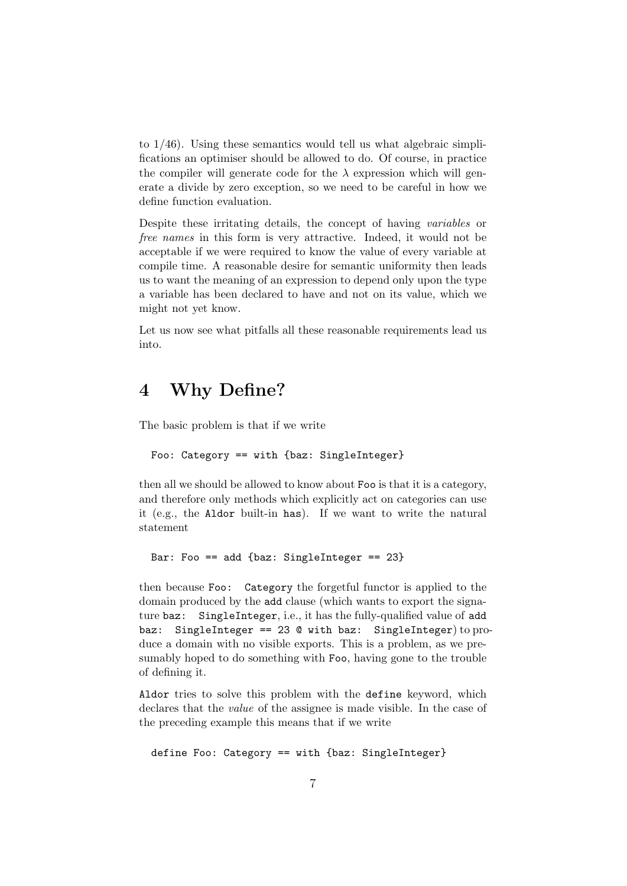to 1/46). Using these semantics would tell us what algebraic simplifications an optimiser should be allowed to do. Of course, in practice the compiler will generate code for the $\lambda$ expression which will generate a divide by zero exception, so we need to be careful in how we define function evaluation.

Despite these irritating details, the concept of having *variables* or *free names* in this form is very attractive. Indeed, it would not be acceptable if we were required to know the value of every variable at compile time. A reasonable desire for semantic uniformity then leads us to want the meaning of an expression to depend only upon the type a variable has been declared to have and not on its value, which we might not yet know.

Let us now see what pitfalls all these reasonable requirements lead us into.

# 4 Why Define?

The basic problem is that if we write

```
Foo: Category == with {baz: SingleInteger}
```

then all we should be allowed to know about `Foo` is that it is a category, and therefore only methods which explicitly act on categories can use it (e.g., the `Aldor` built-in `has`). If we want to write the natural statement

```
Bar: Foo == add {baz: SingleInteger == 23}
```

then because `Foo: Category` the forgetful functor is applied to the domain produced by the `add` clause (which wants to export the signature `baz: SingleInteger`, i.e., it has the fully-qualified value of `add baz: SingleInteger == 23 @ with baz: SingleInteger`) to produce a domain with no visible exports. This is a problem, as we presumably hoped to do something with `Foo`, having gone to the trouble of defining it.

`Aldor` tries to solve this problem with the `define` keyword, which declares that the *value* of the assignee is made visible. In the case of the preceding example this means that if we write

```
define Foo: Category == with {baz: SingleInteger}
```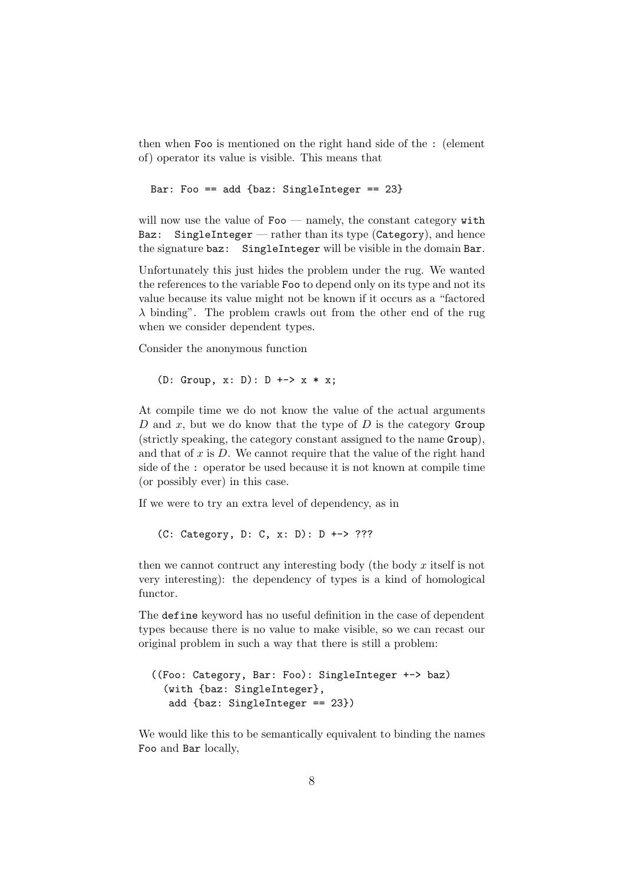then when Foo is mentioned on the right hand side of the : (element of) operator its value is visible. This means that

```
Bar: Foo == add {baz: SingleInteger == 23}
```

will now use the value of Foo — namely, the constant category with Baz: SingleInteger — rather than its type (Category), and hence the signature baz: SingleInteger will be visible in the domain Bar.

Unfortunately this just hides the problem under the rug. We wanted the references to the variable Foo to depend only on its type and not its value because its value might not be known if it occurs as a "factored $\lambda$ binding". The problem crawls out from the other end of the rug when we consider dependent types.

Consider the anonymous function

```
(D: Group, x: D): D +-> x * x;
```

At compile time we do not know the value of the actual arguments $D$ and $x$, but we do know that the type of $D$ is the category Group (strictly speaking, the category constant assigned to the name Group), and that of $x$ is $D$. We cannot require that the value of the right hand side of the : operator be used because it is not known at compile time (or possibly ever) in this case.

If we were to try an extra level of dependency, as in

```
(C: Category, D: C, x: D): D +-> ???
```

then we cannot contruct any interesting body (the body $x$ itself is not very interesting): the dependency of types is a kind of homological functor.

The define keyword has no useful definition in the case of dependent types because there is no value to make visible, so we can recast our original problem in such a way that there is still a problem:

```
((Foo: Category, Bar: Foo): SingleInteger +-> baz)
  (with {baz: SingleInteger},
   add {baz: SingleInteger == 23})
```

We would like this to be semantically equivalent to binding the names Foo and Bar locally,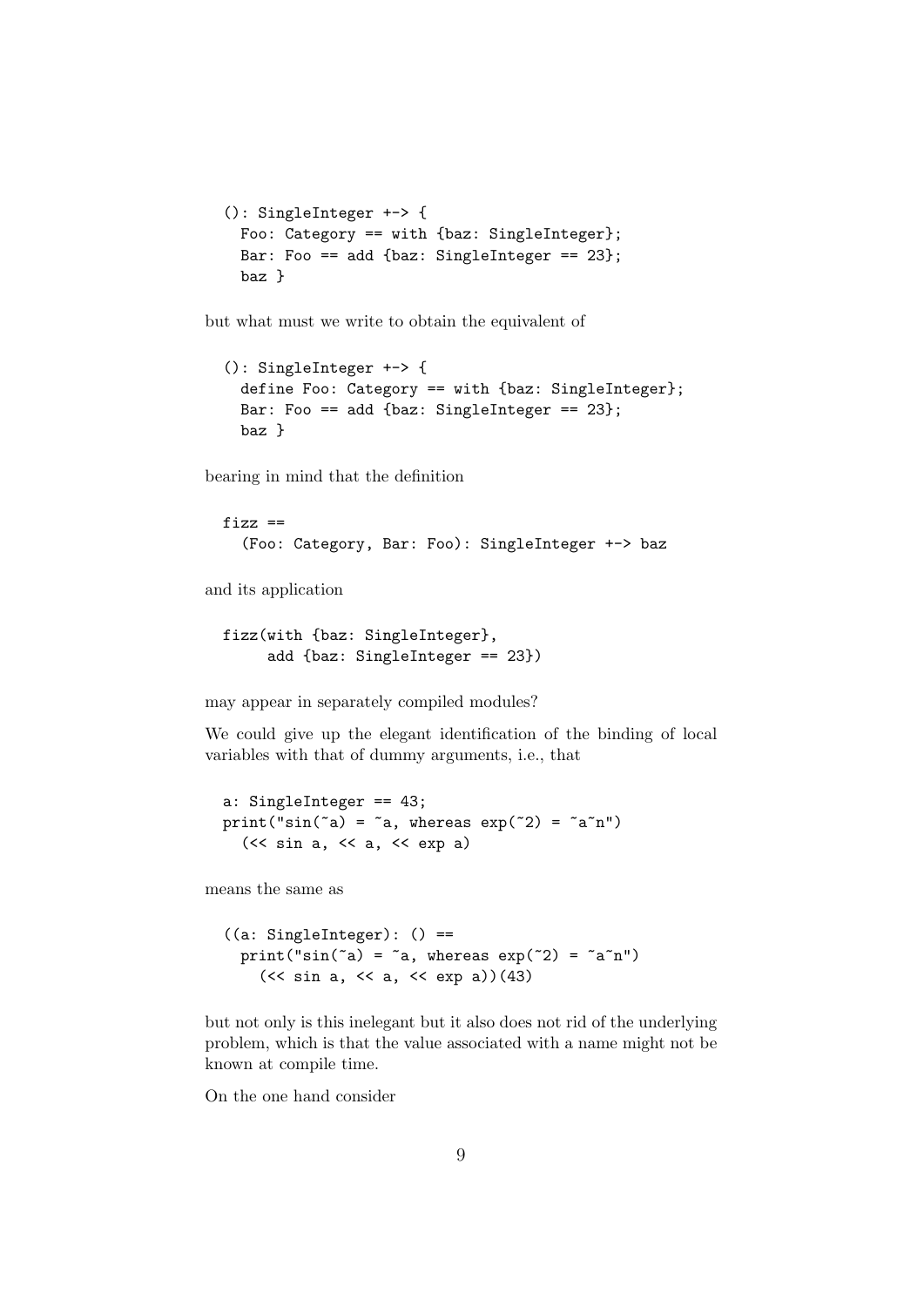```
(): SingleInteger +-> {
  Foo: Category == with {baz: SingleInteger};
  Bar: Foo == add {baz: SingleInteger == 23};
  baz }
```

but what must we write to obtain the equivalent of

```
(): SingleInteger +-> {
  define Foo: Category == with {baz: SingleInteger};
  Bar: Foo == add {baz: SingleInteger == 23};
  baz }
```

bearing in mind that the definition

```
fizz ==
  (Foo: Category, Bar: Foo): SingleInteger +-> baz
```

and its application

```
fizz(with {baz: SingleInteger},
     add {baz: SingleInteger == 23})
```

may appear in separately compiled modules?

We could give up the elegant identification of the binding of local variables with that of dummy arguments, i.e., that

```
a: SingleInteger == 43;
print("sin(~a) = ~a, whereas exp(~2) = ~a~n")
  (<< sin a, << a, << exp a)
```

means the same as

```
((a: SingleInteger): () ==
  print("sin(~a) = ~a, whereas exp(~2) = ~a~n")
    (<< sin a, << a, << exp a))(43)
```

but not only is this inelegant but it also does not rid of the underlying problem, which is that the value associated with a name might not be known at compile time.

On the one hand consider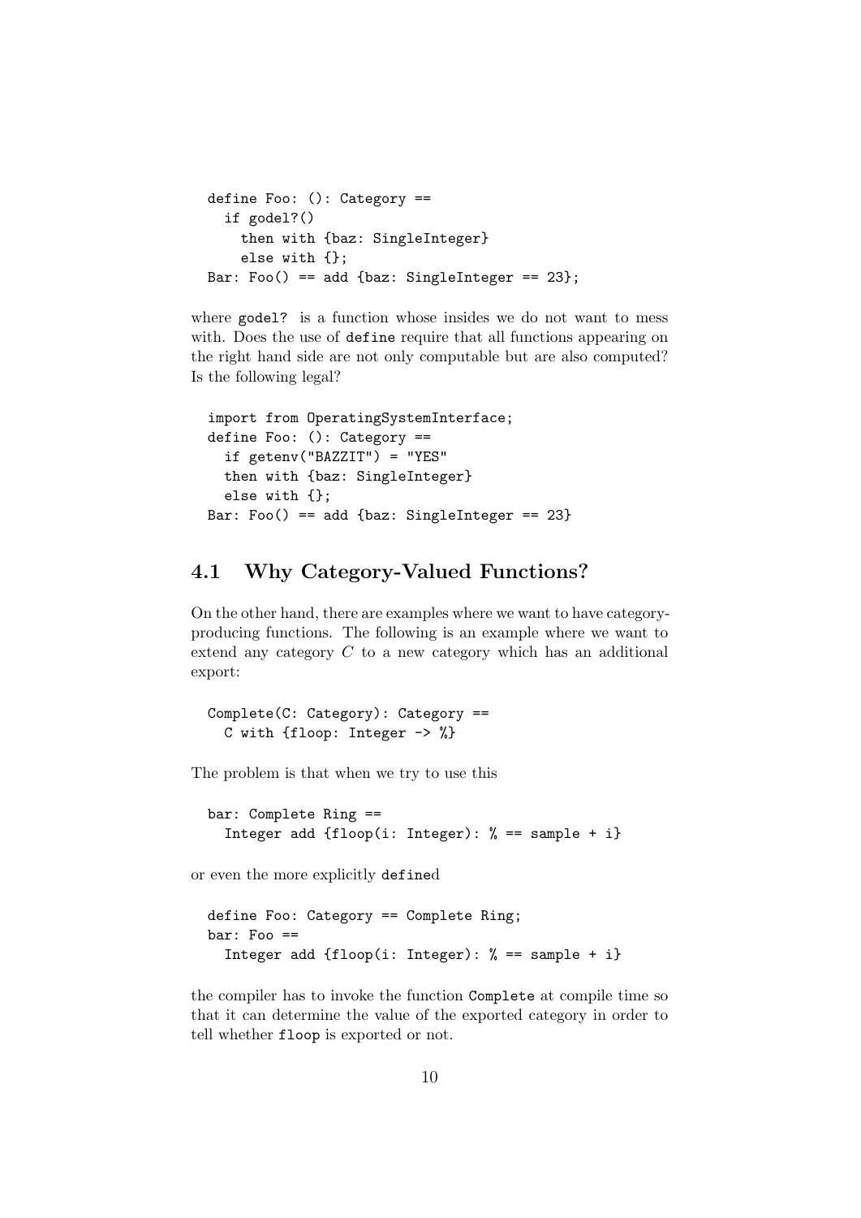```
define Foo: (): Category ==
  if godel?()
    then with {baz: SingleInteger}
    else with {};
Bar: Foo() == add {baz: SingleInteger == 23};
```

where `godel?` is a function whose insides we do not want to mess with. Does the use of `define` require that all functions appearing on the right hand side are not only computable but are also computed? Is the following legal?

```
import from OperatingSystemInterface;
define Foo: (): Category ==
  if getenv("BAZZIT") = "YES"
  then with {baz: SingleInteger}
  else with {};
Bar: Foo() == add {baz: SingleInteger == 23}
```

## 4.1 Why Category-Valued Functions?

On the other hand, there are examples where we want to have category-producing functions. The following is an example where we want to extend any category $C$ to a new category which has an additional export:

```
Complete(C: Category): Category ==
  C with {floop: Integer -> %}
```

The problem is that when we try to use this

```
bar: Complete Ring ==
  Integer add {floop(i: Integer): % == sample + i}
```

or even the more explicitly `define`d

```
define Foo: Category == Complete Ring;
bar: Foo ==
  Integer add {floop(i: Integer): % == sample + i}
```

the compiler has to invoke the function `Complete` at compile time so that it can determine the value of the exported category in order to tell whether `floop` is exported or not.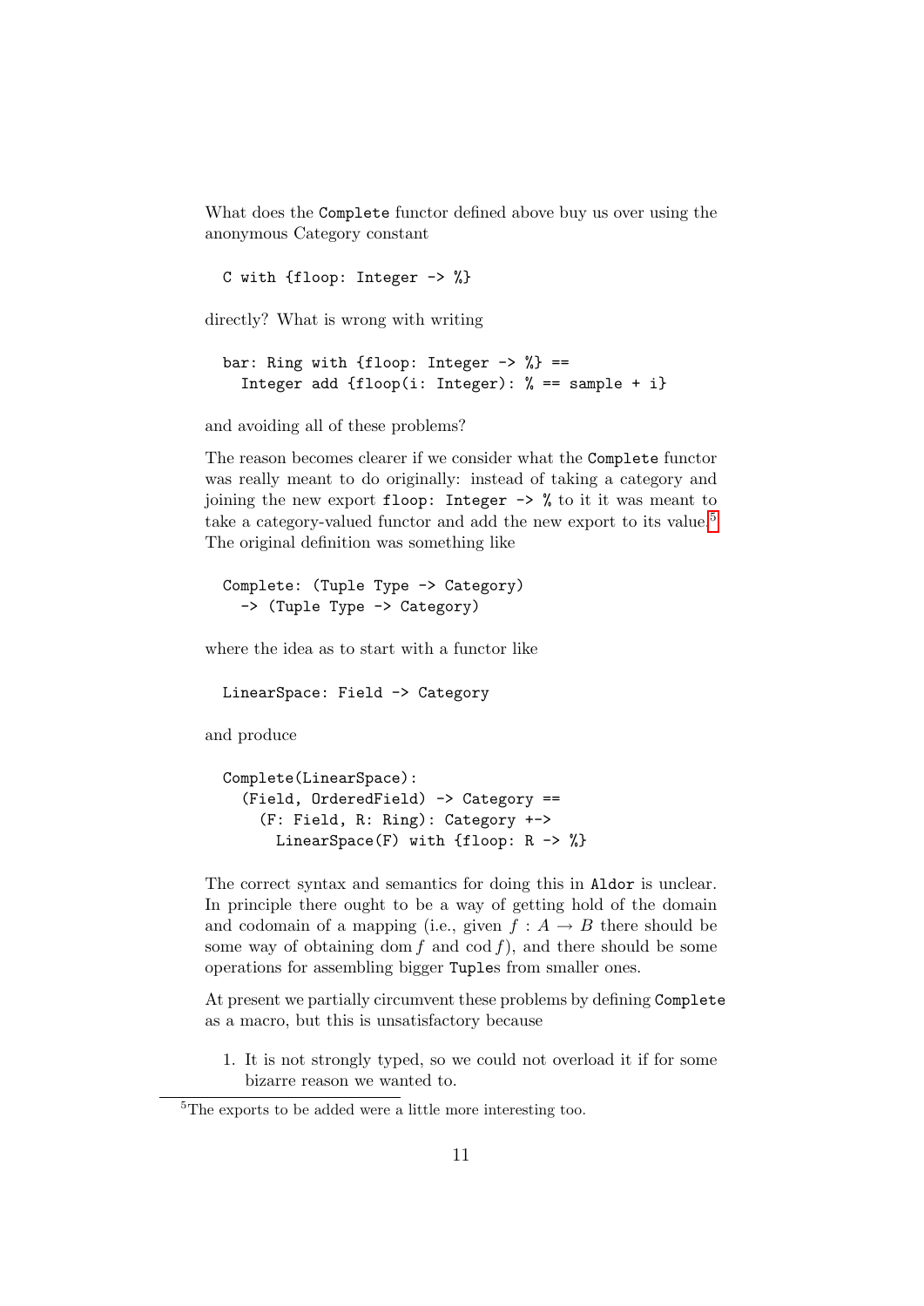What does the `Complete` functor defined above buy us over using the anonymous Category constant

```
C with {floop: Integer -> %}
```

directly? What is wrong with writing

```
bar: Ring with {floop: Integer -> %} ==
  Integer add {floop(i: Integer): % == sample + i}
```

and avoiding all of these problems?

The reason becomes clearer if we consider what the `Complete` functor was really meant to do originally: instead of taking a category and joining the new export `floop: Integer -> %` to it it was meant to take a category-valued functor and add the new export to its value.[5] The original definition was something like

```
Complete: (Tuple Type -> Category)
  -> (Tuple Type -> Category)
```

where the idea as to start with a functor like

```
LinearSpace: Field -> Category
```

and produce

```
Complete(LinearSpace):
  (Field, OrderedField) -> Category ==
    (F: Field, R: Ring): Category +->
      LinearSpace(F) with {floop: R -> %}
```

The correct syntax and semantics for doing this in `Aldor` is unclear. In principle there ought to be a way of getting hold of the domain and codomain of a mapping (i.e., given $f : A \to B$ there should be some way of obtaining $\operatorname{dom} f$ and $\operatorname{cod} f$), and there should be some operations for assembling bigger `Tuple`s from smaller ones.

At present we partially circumvent these problems by defining `Complete` as a macro, but this is unsatisfactory because

1. It is not strongly typed, so we could not overload it if for some bizarre reason we wanted to.

[5] The exports to be added were a little more interesting too.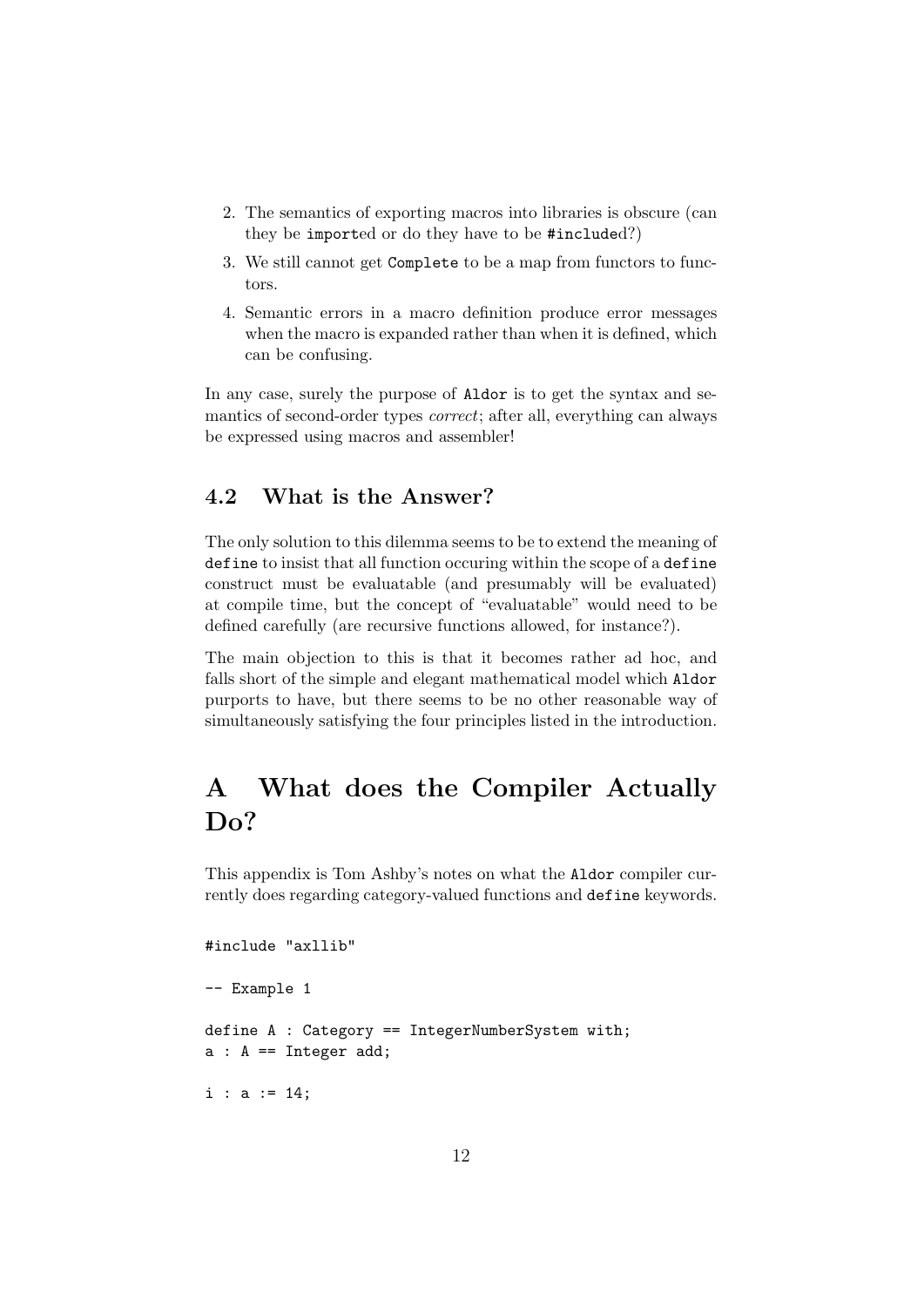2. The semantics of exporting macros into libraries is obscure (can they be `import`ed or do they have to be `#include`d?)
3. We still cannot get `Complete` to be a map from functors to functors.
4. Semantic errors in a macro definition produce error messages when the macro is expanded rather than when it is defined, which can be confusing.

In any case, surely the purpose of `Aldor` is to get the syntax and semantics of second-order types *correct*; after all, everything can always be expressed using macros and assembler!

## 4.2 What is the Answer?

The only solution to this dilemma seems to be to extend the meaning of `define` to insist that all function occuring within the scope of a `define` construct must be evaluatable (and presumably will be evaluated) at compile time, but the concept of "evaluatable" would need to be defined carefully (are recursive functions allowed, for instance?).

The main objection to this is that it becomes rather ad hoc, and falls short of the simple and elegant mathematical model which `Aldor` purports to have, but there seems to be no other reasonable way of simultaneously satisfying the four principles listed in the introduction.

# A What does the Compiler Actually Do?

This appendix is Tom Ashby's notes on what the `Aldor` compiler currently does regarding category-valued functions and `define` keywords.

```
#include "axllib"

-- Example 1

define A : Category == IntegerNumberSystem with;
a : A == Integer add;

i : a := 14;
```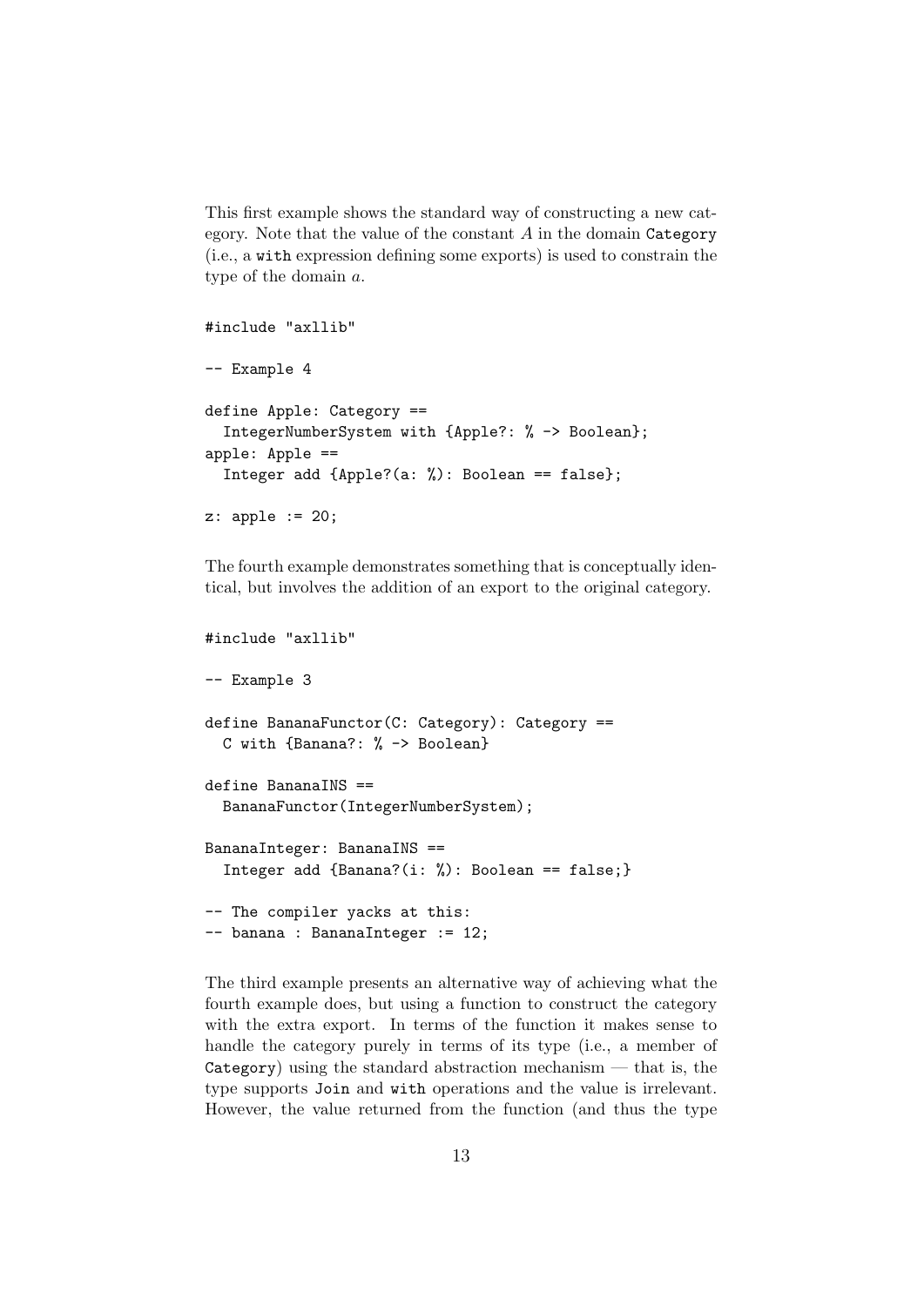This first example shows the standard way of constructing a new category. Note that the value of the constant $A$ in the domain `Category` (i.e., a `with` expression defining some exports) is used to constrain the type of the domain $a$.

```
#include "axllib"

-- Example 4

define Apple: Category ==
  IntegerNumberSystem with {Apple?: % -> Boolean};
apple: Apple ==
  Integer add {Apple?(a: %): Boolean == false};

z: apple := 20;
```

The fourth example demonstrates something that is conceptually identical, but involves the addition of an export to the original category.

```
#include "axllib"

-- Example 3

define BananaFunctor(C: Category): Category ==
  C with {Banana?: % -> Boolean}

define BananaINS ==
  BananaFunctor(IntegerNumberSystem);

BananaInteger: BananaINS ==
  Integer add {Banana?(i: %): Boolean == false;}

-- The compiler yacks at this:
-- banana : BananaInteger := 12;
```

The third example presents an alternative way of achieving what the fourth example does, but using a function to construct the category with the extra export. In terms of the function it makes sense to handle the category purely in terms of its type (i.e., a member of `Category`) using the standard abstraction mechanism — that is, the type supports `Join` and `with` operations and the value is irrelevant. However, the value returned from the function (and thus the type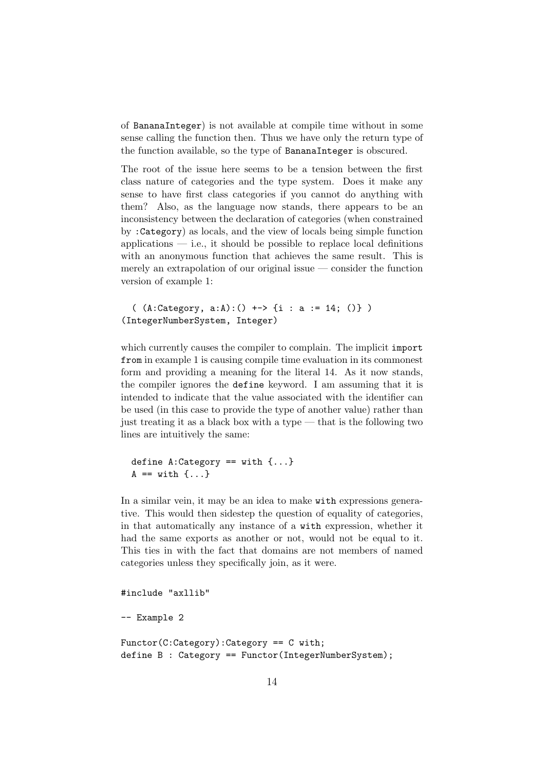of `BananaInteger`) is not available at compile time without in some sense calling the function then. Thus we have only the return type of the function available, so the type of `BananaInteger` is obscured.

The root of the issue here seems to be a tension between the first class nature of categories and the type system. Does it make any sense to have first class categories if you cannot do anything with them? Also, as the language now stands, there appears to be an inconsistency between the declaration of categories (when constrained by `:Category`) as locals, and the view of locals being simple function applications — i.e., it should be possible to replace local definitions with an anonymous function that achieves the same result. This is merely an extrapolation of our original issue — consider the function version of example 1:

```
  ( (A:Category, a:A):() +-> {i : a := 14; ()} )
(IntegerNumberSystem, Integer)
```

which currently causes the compiler to complain. The implicit `import from` in example 1 is causing compile time evaluation in its commonest form and providing a meaning for the literal 14. As it now stands, the compiler ignores the `define` keyword. I am assuming that it is intended to indicate that the value associated with the identifier can be used (in this case to provide the type of another value) rather than just treating it as a black box with a type — that is the following two lines are intuitively the same:

```
  define A:Category == with {...}
  A == with {...}
```

In a similar vein, it may be an idea to make `with` expressions generative. This would then sidestep the question of equality of categories, in that automatically any instance of a `with` expression, whether it had the same exports as another or not, would not be equal to it. This ties in with the fact that domains are not members of named categories unless they specifically join, as it were.

```
#include "axllib"

-- Example 2

Functor(C:Category):Category == C with;
define B : Category == Functor(IntegerNumberSystem);
```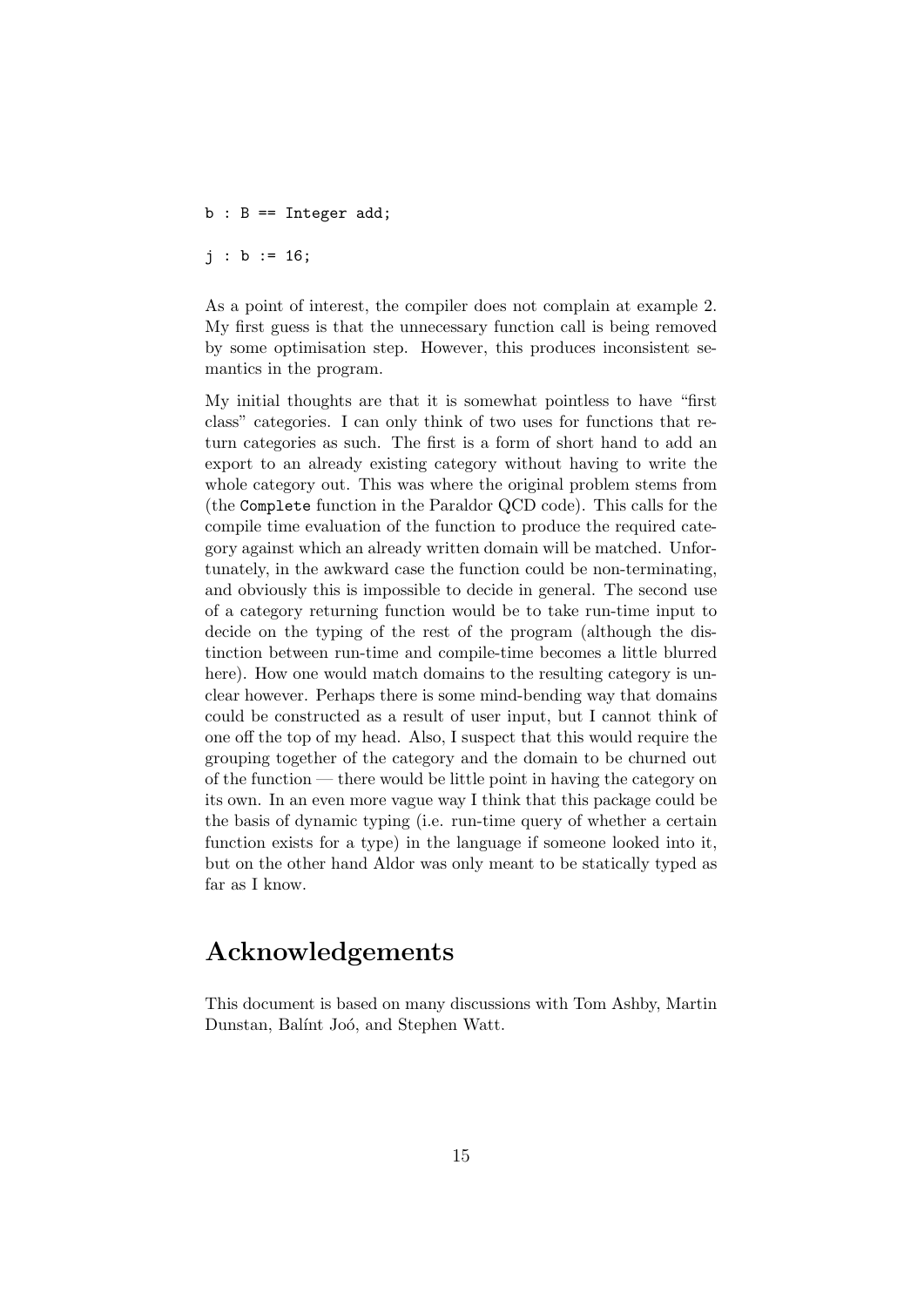```
b : B == Integer add;

j : b := 16;
```

As a point of interest, the compiler does not complain at example 2. My first guess is that the unnecessary function call is being removed by some optimisation step. However, this produces inconsistent semantics in the program.

My initial thoughts are that it is somewhat pointless to have "first class" categories. I can only think of two uses for functions that return categories as such. The first is a form of short hand to add an export to an already existing category without having to write the whole category out. This was where the original problem stems from (the `Complete` function in the Paraldor QCD code). This calls for the compile time evaluation of the function to produce the required category against which an already written domain will be matched. Unfortunately, in the awkward case the function could be non-terminating, and obviously this is impossible to decide in general. The second use of a category returning function would be to take run-time input to decide on the typing of the rest of the program (although the distinction between run-time and compile-time becomes a little blurred here). How one would match domains to the resulting category is unclear however. Perhaps there is some mind-bending way that domains could be constructed as a result of user input, but I cannot think of one off the top of my head. Also, I suspect that this would require the grouping together of the category and the domain to be churned out of the function — there would be little point in having the category on its own. In an even more vague way I think that this package could be the basis of dynamic typing (i.e. run-time query of whether a certain function exists for a type) in the language if someone looked into it, but on the other hand Aldor was only meant to be statically typed as far as I know.

# Acknowledgements

This document is based on many discussions with Tom Ashby, Martin Dunstan, Balínt Joó, and Stephen Watt.